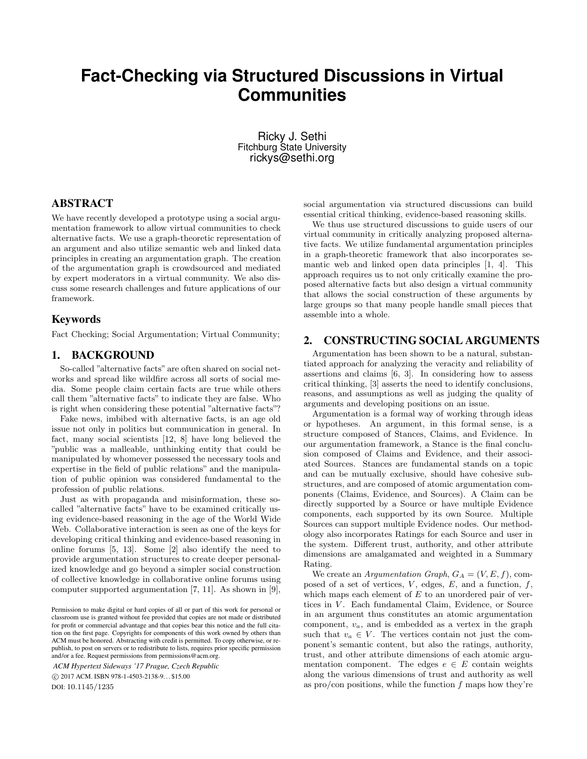# Fact-Checking via Structured Discussions in Virtual Communities

Ricky J. Sethi
Fitchburg State University
rickys@sethi.org

## ABSTRACT

We have recently developed a prototype using a social argumentation framework to allow virtual communities to check alternative facts. We use a graph-theoretic representation of an argument and also utilize semantic web and linked data principles in creating an argumentation graph. The creation of the argumentation graph is crowdsourced and mediated by expert moderators in a virtual community. We also discuss some research challenges and future applications of our framework.

### Keywords

Fact Checking; Social Argumentation; Virtual Community;

## 1. BACKGROUND

So-called "alternative facts" are often shared on social networks and spread like wildfire across all sorts of social media. Some people claim certain facts are true while others call them "alternative facts" to indicate they are false. Who is right when considering these potential "alternative facts"?

Fake news, imbibed with alternative facts, is an age old issue not only in politics but communication in general. In fact, many social scientists [12, 8] have long believed the "public was a malleable, unthinking entity that could be manipulated by whomever possessed the necessary tools and expertise in the field of public relations" and the manipulation of public opinion was considered fundamental to the profession of public relations.

Just as with propaganda and misinformation, these so-called "alternative facts" have to be examined critically using evidence-based reasoning in the age of the World Wide Web. Collaborative interaction is seen as one of the keys for developing critical thinking and evidence-based reasoning in online forums [5, 13]. Some [2] also identify the need to provide argumentation structures to create deeper personalized knowledge and go beyond a simpler social construction of collective knowledge in collaborative online forums using computer supported argumentation [7, 11]. As shown in [9], social argumentation via structured discussions can build essential critical thinking, evidence-based reasoning skills.

We thus use structured discussions to guide users of our virtual community in critically analyzing proposed alternative facts. We utilize fundamental argumentation principles in a graph-theoretic framework that also incorporates semantic web and linked open data principles [1, 4]. This approach requires us to not only critically examine the proposed alternative facts but also design a virtual community that allows the social construction of these arguments by large groups so that many people handle small pieces that assemble into a whole.

## 2. CONSTRUCTING SOCIAL ARGUMENTS

Argumentation has been shown to be a natural, substantiated approach for analyzing the veracity and reliability of assertions and claims [6, 3]. In considering how to assess critical thinking, [3] asserts the need to identify conclusions, reasons, and assumptions as well as judging the quality of arguments and developing positions on an issue.

Argumentation is a formal way of working through ideas or hypotheses. An argument, in this formal sense, is a structure composed of Stances, Claims, and Evidence. In our argumentation framework, a Stance is the final conclusion composed of Claims and Evidence, and their associated Sources. Stances are fundamental stands on a topic and can be mutually exclusive, should have cohesive substructures, and are composed of atomic argumentation components (Claims, Evidence, and Sources). A Claim can be directly supported by a Source or have multiple Evidence components, each supported by its own Source. Multiple Sources can support multiple Evidence nodes. Our methodology also incorporates Ratings for each Source and user in the system. Different trust, authority, and other attribute dimensions are amalgamated and weighted in a Summary Rating.

We create an *Argumentation Graph*, $G_A = (V, E, f)$, composed of a set of vertices, $V$, edges, $E$, and a function, $f$, which maps each element of $E$ to an unordered pair of vertices in $V$. Each fundamental Claim, Evidence, or Source in an argument thus constitutes an atomic argumentation component, $v_a$, and is embedded as a vertex in the graph such that $v_a \in V$. The vertices contain not just the component's semantic content, but also the ratings, authority, trust, and other attribute dimensions of each atomic argumentation component. The edges $e \in E$ contain weights along the various dimensions of trust and authority as well as pro/con positions, while the function $f$ maps how they're

Permission to make digital or hard copies of all or part of this work for personal or classroom use is granted without fee provided that copies are not made or distributed for profit or commercial advantage and that copies bear this notice and the full citation on the first page. Copyrights for components of this work owned by others than ACM must be honored. Abstracting with credit is permitted. To copy otherwise, or republish, to post on servers or to redistribute to lists, requires prior specific permission and/or a fee. Request permissions from permissions@acm.org.

*ACM Hypertext Sideways '17 Prague, Czech Republic*
© 2017 ACM. ISBN 978-1-4503-2138-9…$15.00
DOI: 10.1145/1235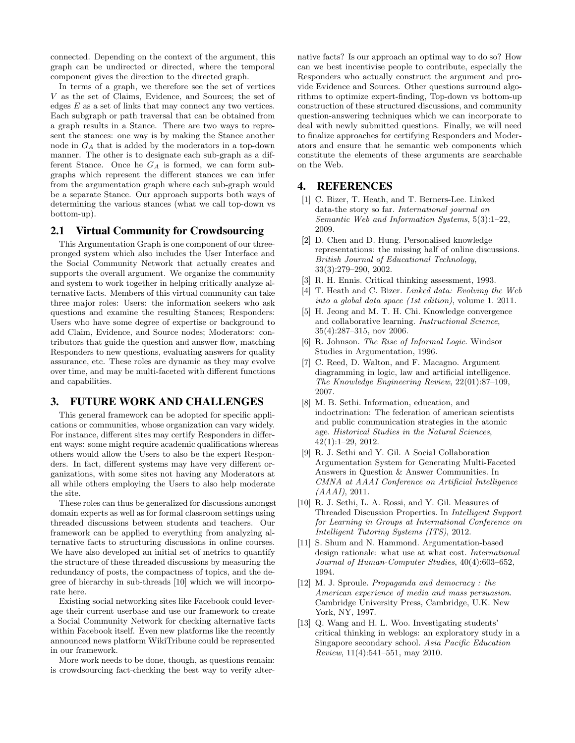connected. Depending on the context of the argument, this graph can be undirected or directed, where the temporal component gives the direction to the directed graph.

In terms of a graph, we therefore see the set of vertices $V$ as the set of Claims, Evidence, and Sources; the set of edges $E$ as a set of links that may connect any two vertices. Each subgraph or path traversal that can be obtained from a graph results in a Stance. There are two ways to represent the stances: one way is by making the Stance another node in $G_A$ that is added by the moderators in a top-down manner. The other is to designate each sub-graph as a different Stance. Once he $G_A$ is formed, we can form subgraphs which represent the different stances we can infer from the argumentation graph where each sub-graph would be a separate Stance. Our approach supports both ways of determining the various stances (what we call top-down vs bottom-up).

## 2.1 Virtual Community for Crowdsourcing

This Argumentation Graph is one component of our three-pronged system which also includes the User Interface and the Social Community Network that actually creates and supports the overall argument. We organize the community and system to work together in helping critically analyze alternative facts. Members of this virtual community can take three major roles: Users: the information seekers who ask questions and examine the resulting Stances; Responders: Users who have some degree of expertise or background to add Claim, Evidence, and Source nodes; Moderators: contributors that guide the question and answer flow, matching Responders to new questions, evaluating answers for quality assurance, etc. These roles are dynamic as they may evolve over time, and may be multi-faceted with different functions and capabilities.

# 3. FUTURE WORK AND CHALLENGES

This general framework can be adopted for specific applications or communities, whose organization can vary widely. For instance, different sites may certify Responders in different ways: some might require academic qualifications whereas others would allow the Users to also be the expert Responders. In fact, different systems may have very different organizations, with some sites not having any Moderators at all while others employing the Users to also help moderate the site.

These roles can thus be generalized for discussions amongst domain experts as well as for formal classroom settings using threaded discussions between students and teachers. Our framework can be applied to everything from analyzing alternative facts to structuring discussions in online courses. We have also developed an initial set of metrics to quantify the structure of these threaded discussions by measuring the redundancy of posts, the compactness of topics, and the degree of hierarchy in sub-threads [10] which we will incorporate here.

Existing social networking sites like Facebook could leverage their current userbase and use our framework to create a Social Community Network for checking alternative facts within Facebook itself. Even new platforms like the recently announced news platform WikiTribune could be represented in our framework.

More work needs to be done, though, as questions remain: is crowdsourcing fact-checking the best way to verify alternative facts? Is our approach an optimal way to do so? How can we best incentivise people to contribute, especially the Responders who actually construct the argument and provide Evidence and Sources. Other questions surround algorithms to optimize expert-finding, Top-down vs bottom-up construction of these structured discussions, and community question-answering techniques which we can incorporate to deal with newly submitted questions. Finally, we will need to finalize approaches for certifying Responders and Moderators and ensure that he semantic web components which constitute the elements of these arguments are searchable on the Web.

# 4. REFERENCES

[1] C. Bizer, T. Heath, and T. Berners-Lee. Linked data-the story so far. *International journal on Semantic Web and Information Systems*, 5(3):1–22, 2009.

[2] D. Chen and D. Hung. Personalised knowledge representations: the missing half of online discussions. *British Journal of Educational Technology*, 33(3):279–290, 2002.

[3] R. H. Ennis. Critical thinking assessment, 1993.

[4] T. Heath and C. Bizer. *Linked data: Evolving the Web into a global data space (1st edition)*, volume 1. 2011.

[5] H. Jeong and M. T. H. Chi. Knowledge convergence and collaborative learning. *Instructional Science*, 35(4):287–315, nov 2006.

[6] R. Johnson. *The Rise of Informal Logic*. Windsor Studies in Argumentation, 1996.

[7] C. Reed, D. Walton, and F. Macagno. Argument diagramming in logic, law and artificial intelligence. *The Knowledge Engineering Review*, 22(01):87–109, 2007.

[8] M. B. Sethi. Information, education, and indoctrination: The federation of american scientists and public communication strategies in the atomic age. *Historical Studies in the Natural Sciences*, 42(1):1–29, 2012.

[9] R. J. Sethi and Y. Gil. A Social Collaboration Argumentation System for Generating Multi-Faceted Answers in Question & Answer Communities. In *CMNA at AAAI Conference on Artificial Intelligence (AAAI)*, 2011.

[10] R. J. Sethi, L. A. Rossi, and Y. Gil. Measures of Threaded Discussion Properties. In *Intelligent Support for Learning in Groups at International Conference on Intelligent Tutoring Systems (ITS)*, 2012.

[11] S. Shum and N. Hammond. Argumentation-based design rationale: what use at what cost. *International Journal of Human-Computer Studies*, 40(4):603–652, 1994.

[12] M. J. Sproule. *Propaganda and democracy : the American experience of media and mass persuasion*. Cambridge University Press, Cambridge, U.K. New York, NY, 1997.

[13] Q. Wang and H. L. Woo. Investigating students' critical thinking in weblogs: an exploratory study in a Singapore secondary school. *Asia Pacific Education Review*, 11(4):541–551, may 2010.